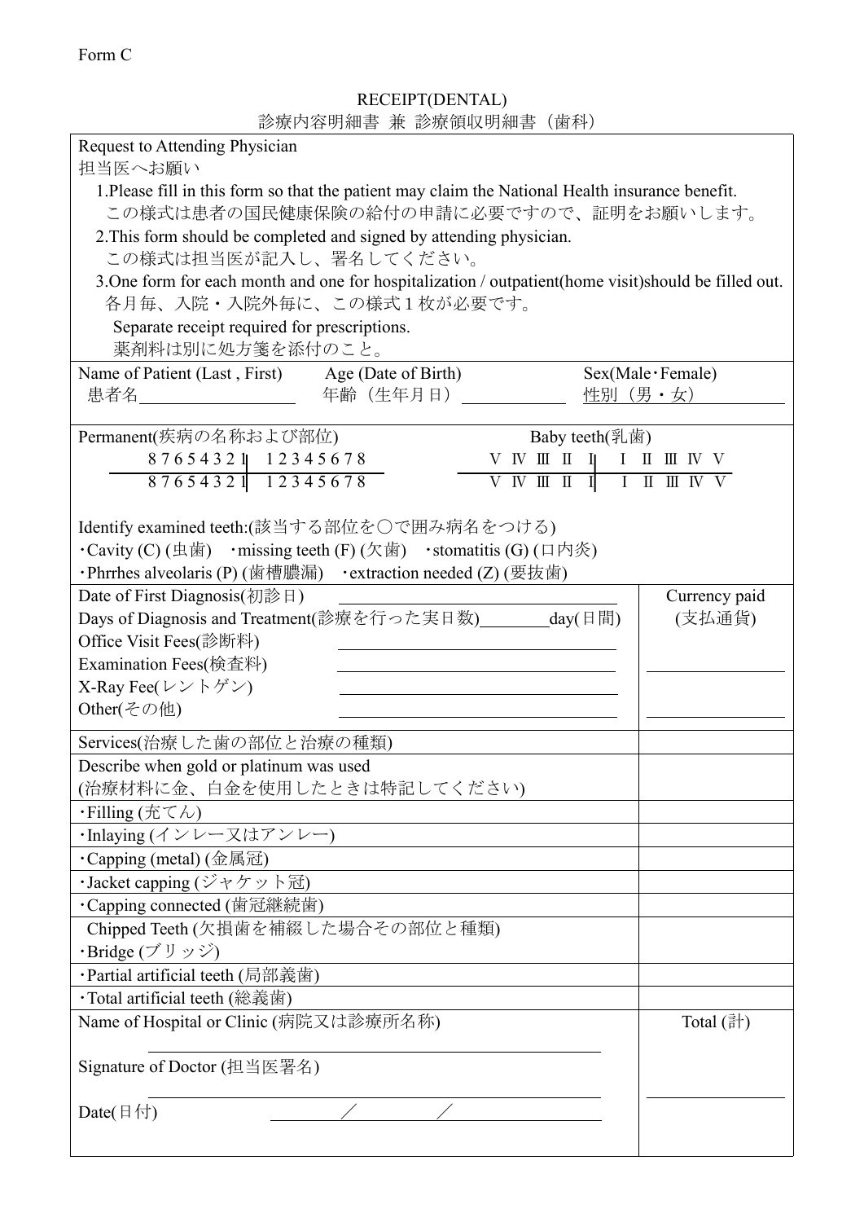Form C

# RECEIPT(DENTAL)

## 診療内容明細書 兼 診療領収明細書（歯科）

Request to Attending Physician
担当医へお願い

1.Please fill in this form so that the patient may claim the National Health insurance benefit.
この様式は患者の国民健康保険の給付の申請に必要ですので、証明をお願いします。

2.This form should be completed and signed by attending physician.
この様式は担当医が記入し、署名してください。

3.One form for each month and one for hospitalization / outpatient(home visit)should be filled out.
各月毎、入院・入院外毎に、この様式１枚が必要です。
Separate receipt required for prescriptions.
薬剤料は別に処方箋を添付のこと。

Name of Patient (Last , First) 患者名\_\_\_\_\_\_\_\_\_\_ Age (Date of Birth) 年齢（生年月日）\_\_\_\_\_\_\_\_\_\_ Sex(Male･Female) 性別（男・女）

Permanent(疾病の名称および部位)

| 8 7 6 5 4 3 2 1 | 1 2 3 4 5 6 7 8 |
|---|---|
| 8 7 6 5 4 3 2 1 | 1 2 3 4 5 6 7 8 |

Baby teeth(乳歯)

| V Ⅳ Ⅲ Ⅱ Ⅰ | Ⅰ Ⅱ Ⅲ Ⅳ V |
|---|---|
| V Ⅳ Ⅲ Ⅱ Ⅰ | Ⅰ Ⅱ Ⅲ Ⅳ V |

Identify examined teeth:(該当する部位を〇で囲み病名をつける)
・Cavity (C) (虫歯) ・missing teeth (F) (欠歯) ・stomatitis (G) (口内炎)
・Phrrhes alveolaris (P) (歯槽膿漏) ・extraction needed (Z) (要抜歯)

| | Currency paid (支払通貨) |
|---|---|
| Date of First Diagnosis(初診日) \_\_\_\_\_\_\_\_\_\_ | |
| Days of Diagnosis and Treatment(診療を行った実日数)\_\_\_\_\_\_day(日間) | |
| Office Visit Fees(診断料) \_\_\_\_\_\_\_\_\_\_ | |
| Examination Fees(検査料) \_\_\_\_\_\_\_\_\_\_ | \_\_\_\_\_\_\_\_\_\_ |
| X-Ray Fee(レントゲン) \_\_\_\_\_\_\_\_\_\_ | |
| Other(その他) \_\_\_\_\_\_\_\_\_\_ | \_\_\_\_\_\_\_\_\_\_ |
| Services(治療した歯の部位と治療の種類) | |
| Describe when gold or platinum was used (治療材料に金、白金を使用したときは特記してください) | |
| ･Filling (充てん) | |
| ･Inlaying (インレー又はアンレー) | |
| ･Capping (metal) (金属冠) | |
| ･Jacket capping (ジャケット冠) | |
| ･Capping connected (歯冠継続歯) | |
| Chipped Teeth (欠損歯を補綴した場合その部位と種類) ･Bridge (ブリッジ) | |
| ･Partial artificial teeth (局部義歯) | |
| ･Total artificial teeth (総義歯) | |
| Name of Hospital or Clinic (病院又は診療所名称) \_\_\_\_\_\_\_\_\_\_ | Total (計) |
| Signature of Doctor (担当医署名) \_\_\_\_\_\_\_\_\_\_ | \_\_\_\_\_\_\_\_\_\_ |
| Date(日付) ／ ／ | |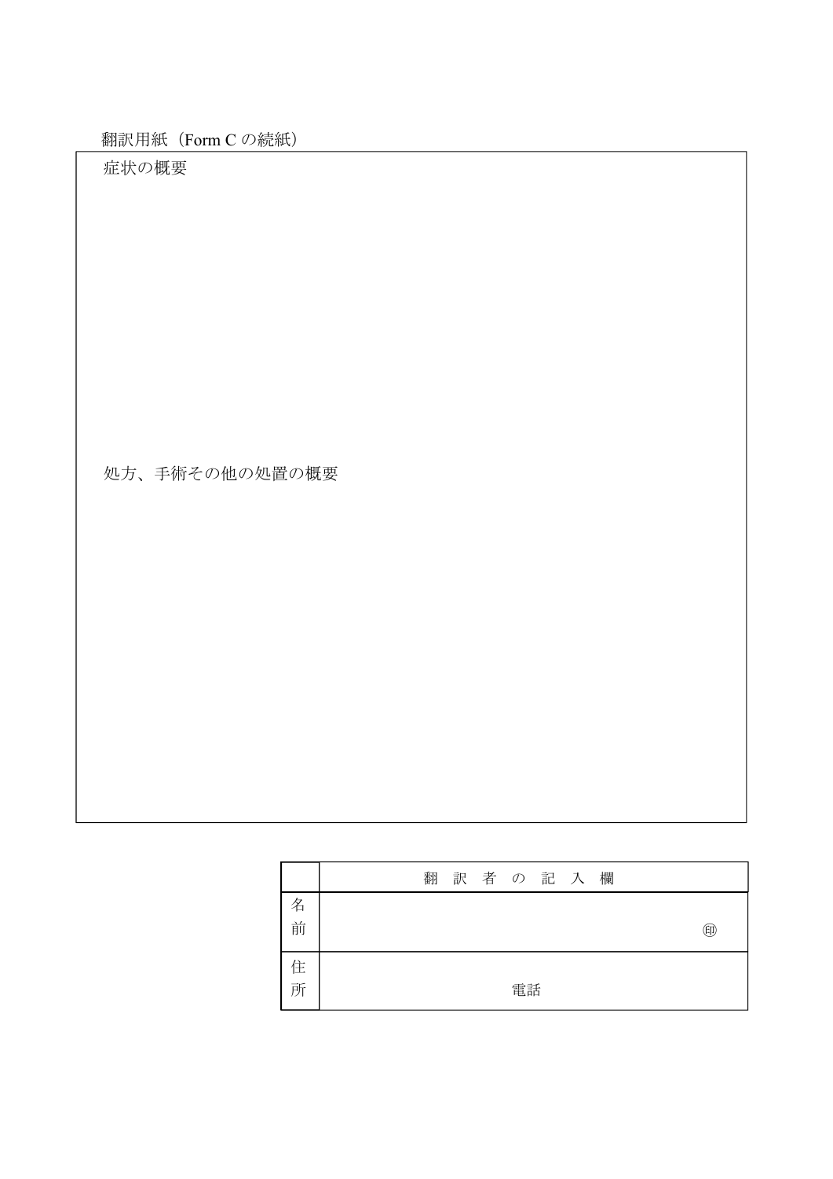翻訳用紙（Form C の続紙）

症状の概要

処方、手術その他の処置の概要

| | 翻 訳 者 の 記 入 欄 |
|---|---|
| 名前 | ㊞ |
| 住所 | 電話 |